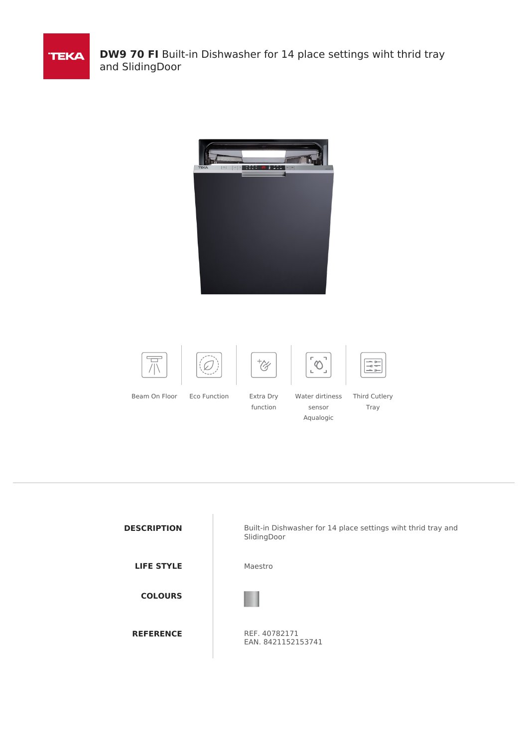TEKA

# **DW9 70 FI** Built-in Dishwasher for 14 place settings wiht thrid tray and SlidingDoor

Beam On Floor

Eco Function

Extra Dry function

Water dirtiness sensor Aqualogic

Third Cutlery Tray

| | |
|---|---|
| **DESCRIPTION** | Built-in Dishwasher for 14 place settings wiht thrid tray and SlidingDoor |
| **LIFE STYLE** | Maestro |
| **COLOURS** | |
| **REFERENCE** | REF. 40782171<br>EAN. 8421152153741 |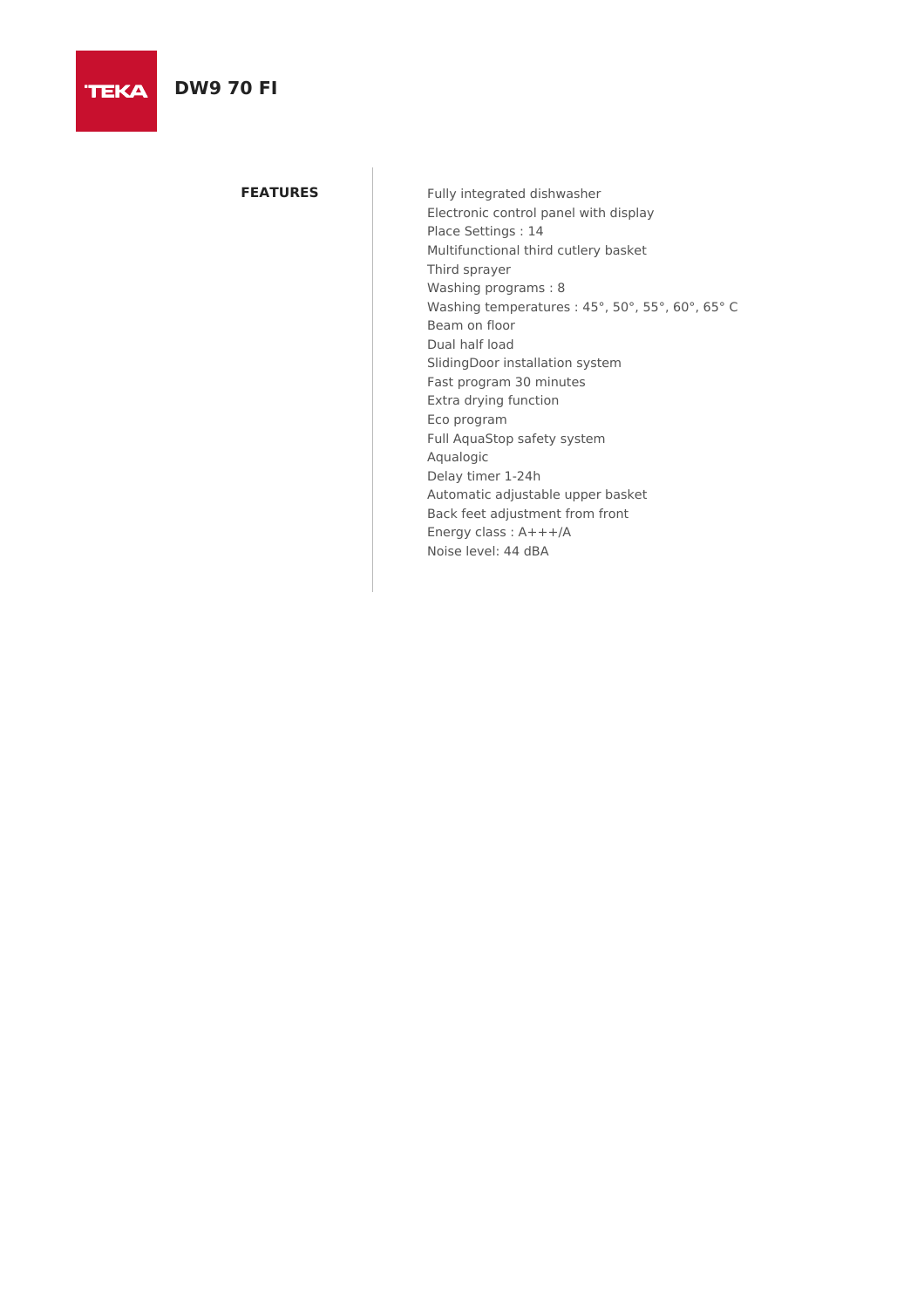# DW9 70 FI

## FEATURES

Fully integrated dishwasher
Electronic control panel with display
Place Settings : 14
Multifunctional third cutlery basket
Third sprayer
Washing programs : 8
Washing temperatures : 45°, 50°, 55°, 60°, 65° C
Beam on floor
Dual half load
SlidingDoor installation system
Fast program 30 minutes
Extra drying function
Eco program
Full AquaStop safety system
Aqualogic
Delay timer 1-24h
Automatic adjustable upper basket
Back feet adjustment from front
Energy class : A+++/A
Noise level: 44 dBA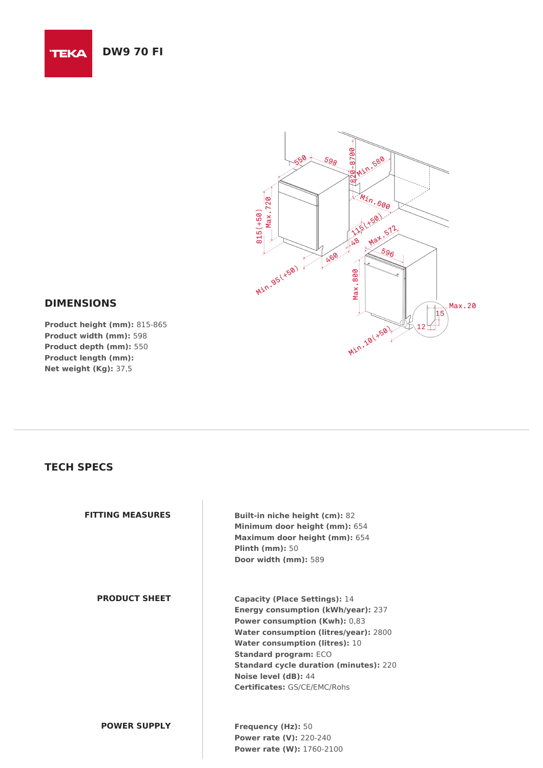# DW9 70 FI

## DIMENSIONS

**Product height (mm):** 815-865
**Product width (mm):** 598
**Product depth (mm):** 550
**Product length (mm):**
**Net weight (Kg):** 37,5

## TECH SPECS

### FITTING MEASURES

**Built-in niche height (cm):** 82
**Minimum door height (mm):** 654
**Maximum door height (mm):** 654
**Plinth (mm):** 50
**Door width (mm):** 589

### PRODUCT SHEET

**Capacity (Place Settings):** 14
**Energy consumption (kWh/year):** 237
**Power consumption (Kwh):** 0,83
**Water consumption (litres/year):** 2800
**Water consumption (litres):** 10
**Standard program:** ECO
**Standard cycle duration (minutes):** 220
**Noise level (dB):** 44
**Certificates:** GS/CE/EMC/Rohs

### POWER SUPPLY

**Frequency (Hz):** 50
**Power rate (V):** 220-240
**Power rate (W):** 1760-2100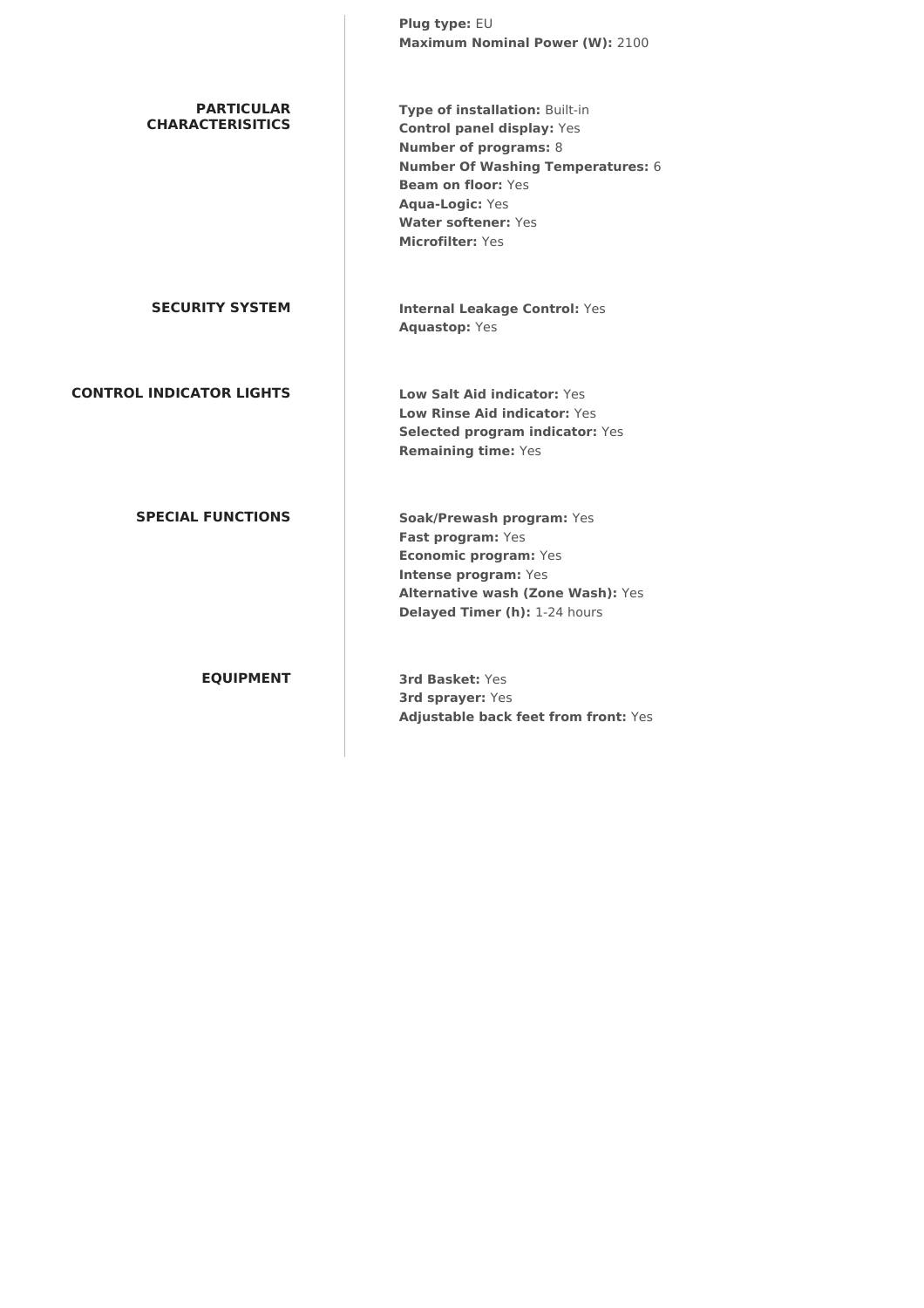**Plug type:** EU
**Maximum Nominal Power (W):** 2100

### PARTICULAR CHARACTERISITICS

**Type of installation:** Built-in
**Control panel display:** Yes
**Number of programs:** 8
**Number Of Washing Temperatures:** 6
**Beam on floor:** Yes
**Aqua-Logic:** Yes
**Water softener:** Yes
**Microfilter:** Yes

### SECURITY SYSTEM

**Internal Leakage Control:** Yes
**Aquastop:** Yes

### CONTROL INDICATOR LIGHTS

**Low Salt Aid indicator:** Yes
**Low Rinse Aid indicator:** Yes
**Selected program indicator:** Yes
**Remaining time:** Yes

### SPECIAL FUNCTIONS

**Soak/Prewash program:** Yes
**Fast program:** Yes
**Economic program:** Yes
**Intense program:** Yes
**Alternative wash (Zone Wash):** Yes
**Delayed Timer (h):** 1-24 hours

### EQUIPMENT

**3rd Basket:** Yes
**3rd sprayer:** Yes
**Adjustable back feet from front:** Yes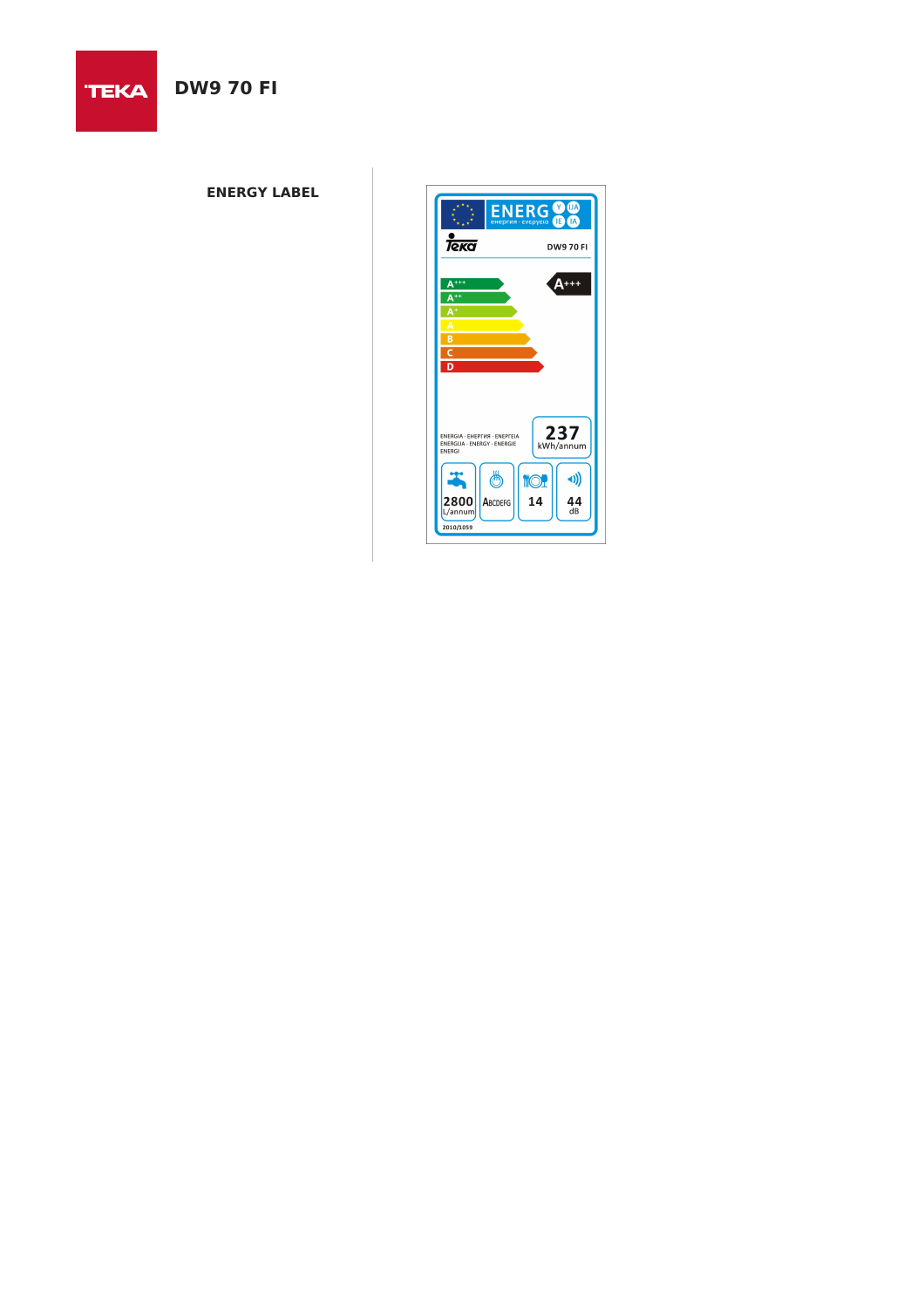# DW9 70 FI

## ENERGY LABEL

ENERG

енергия · ενεργεια

TEKA

DW9 70 FI

A+++
A++
A+
A
B
C
D

A+++

ENERGIA · ЕНЕРГИЯ · ΕΝΕΡΓΕΙΑ
ENERGIJA · ENERGY · ENERGIE
ENERGI

237
kWh/annum

2800
L/annum

ABCDEFG

14

44
dB

2010/1059